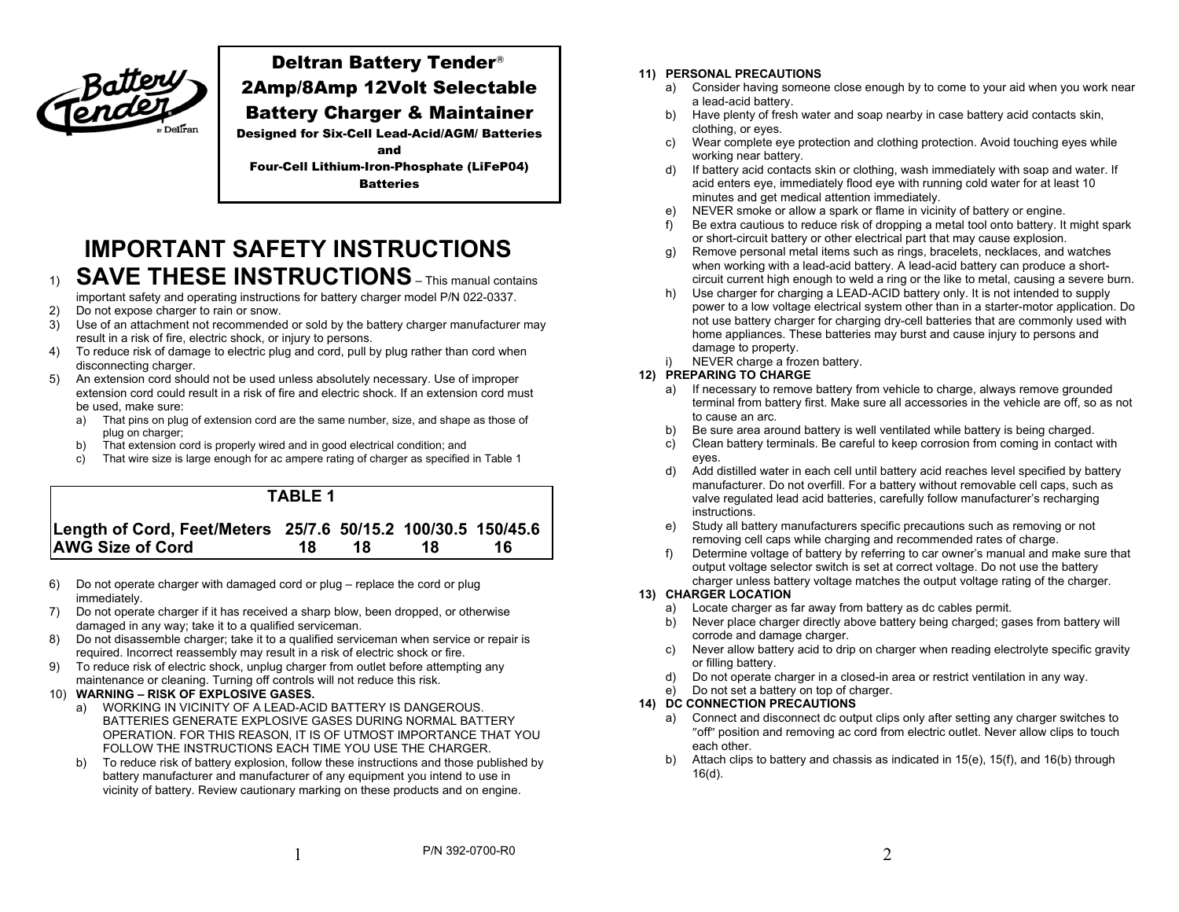# Deltran Battery Tender®

## 2Amp/8Amp 12Volt Selectable Battery Charger & Maintainer

**Designed for Six-Cell Lead-Acid/AGM/ Batteries and Four-Cell Lithium-Iron-Phosphate (LiFeP04) Batteries**

# IMPORTANT SAFETY INSTRUCTIONS

1) **SAVE THESE INSTRUCTIONS** – This manual contains important safety and operating instructions for battery charger model P/N 022-0337.
2) Do not expose charger to rain or snow.
3) Use of an attachment not recommended or sold by the battery charger manufacturer may result in a risk of fire, electric shock, or injury to persons.
4) To reduce risk of damage to electric plug and cord, pull by plug rather than cord when disconnecting charger.
5) An extension cord should not be used unless absolutely necessary. Use of improper extension cord could result in a risk of fire and electric shock. If an extension cord must be used, make sure:
   a) That pins on plug of extension cord are the same number, size, and shape as those of plug on charger;
   b) That extension cord is properly wired and in good electrical condition; and
   c) That wire size is large enough for ac ampere rating of charger as specified in Table 1

**TABLE 1**

| Length of Cord, Feet/Meters | 25/7.6 | 50/15.2 | 100/30.5 | 150/45.6 |
|---|---|---|---|---|
| AWG Size of Cord | 18 | 18 | 18 | 16 |

6) Do not operate charger with damaged cord or plug – replace the cord or plug immediately.
7) Do not operate charger if it has received a sharp blow, been dropped, or otherwise damaged in any way; take it to a qualified serviceman.
8) Do not disassemble charger; take it to a qualified serviceman when service or repair is required. Incorrect reassembly may result in a risk of electric shock or fire.
9) To reduce risk of electric shock, unplug charger from outlet before attempting any maintenance or cleaning. Turning off controls will not reduce this risk.
10) **WARNING – RISK OF EXPLOSIVE GASES.**
    a) WORKING IN VICINITY OF A LEAD-ACID BATTERY IS DANGEROUS. BATTERIES GENERATE EXPLOSIVE GASES DURING NORMAL BATTERY OPERATION. FOR THIS REASON, IT IS OF UTMOST IMPORTANCE THAT YOU FOLLOW THE INSTRUCTIONS EACH TIME YOU USE THE CHARGER.
    b) To reduce risk of battery explosion, follow these instructions and those published by battery manufacturer and manufacturer of any equipment you intend to use in vicinity of battery. Review cautionary marking on these products and on engine.

P/N 392-0700-R0

11) **PERSONAL PRECAUTIONS**
    a) Consider having someone close enough by to come to your aid when you work near a lead-acid battery.
    b) Have plenty of fresh water and soap nearby in case battery acid contacts skin, clothing, or eyes.
    c) Wear complete eye protection and clothing protection. Avoid touching eyes while working near battery.
    d) If battery acid contacts skin or clothing, wash immediately with soap and water. If acid enters eye, immediately flood eye with running cold water for at least 10 minutes and get medical attention immediately.
    e) NEVER smoke or allow a spark or flame in vicinity of battery or engine.
    f) Be extra cautious to reduce risk of dropping a metal tool onto battery. It might spark or short-circuit battery or other electrical part that may cause explosion.
    g) Remove personal metal items such as rings, bracelets, necklaces, and watches when working with a lead-acid battery. A lead-acid battery can produce a short-circuit current high enough to weld a ring or the like to metal, causing a severe burn.
    h) Use charger for charging a LEAD-ACID battery only. It is not intended to supply power to a low voltage electrical system other than in a starter-motor application. Do not use battery charger for charging dry-cell batteries that are commonly used with home appliances. These batteries may burst and cause injury to persons and damage to property.
    i) NEVER charge a frozen battery.
12) **PREPARING TO CHARGE**
    a) If necessary to remove battery from vehicle to charge, always remove grounded terminal from battery first. Make sure all accessories in the vehicle are off, so as not to cause an arc.
    b) Be sure area around battery is well ventilated while battery is being charged.
    c) Clean battery terminals. Be careful to keep corrosion from coming in contact with eyes.
    d) Add distilled water in each cell until battery acid reaches level specified by battery manufacturer. Do not overfill. For a battery without removable cell caps, such as valve regulated lead acid batteries, carefully follow manufacturer's recharging instructions.
    e) Study all battery manufacturers specific precautions such as removing or not removing cell caps while charging and recommended rates of charge.
    f) Determine voltage of battery by referring to car owner's manual and make sure that output voltage selector switch is set at correct voltage. Do not use the battery charger unless battery voltage matches the output voltage rating of the charger.
13) **CHARGER LOCATION**
    a) Locate charger as far away from battery as dc cables permit.
    b) Never place charger directly above battery being charged; gases from battery will corrode and damage charger.
    c) Never allow battery acid to drip on charger when reading electrolyte specific gravity or filling battery.
    d) Do not operate charger in a closed-in area or restrict ventilation in any way.
    e) Do not set a battery on top of charger.
14) **DC CONNECTION PRECAUTIONS**
    a) Connect and disconnect dc output clips only after setting any charger switches to "off" position and removing ac cord from electric outlet. Never allow clips to touch each other.
    b) Attach clips to battery and chassis as indicated in 15(e), 15(f), and 16(b) through 16(d).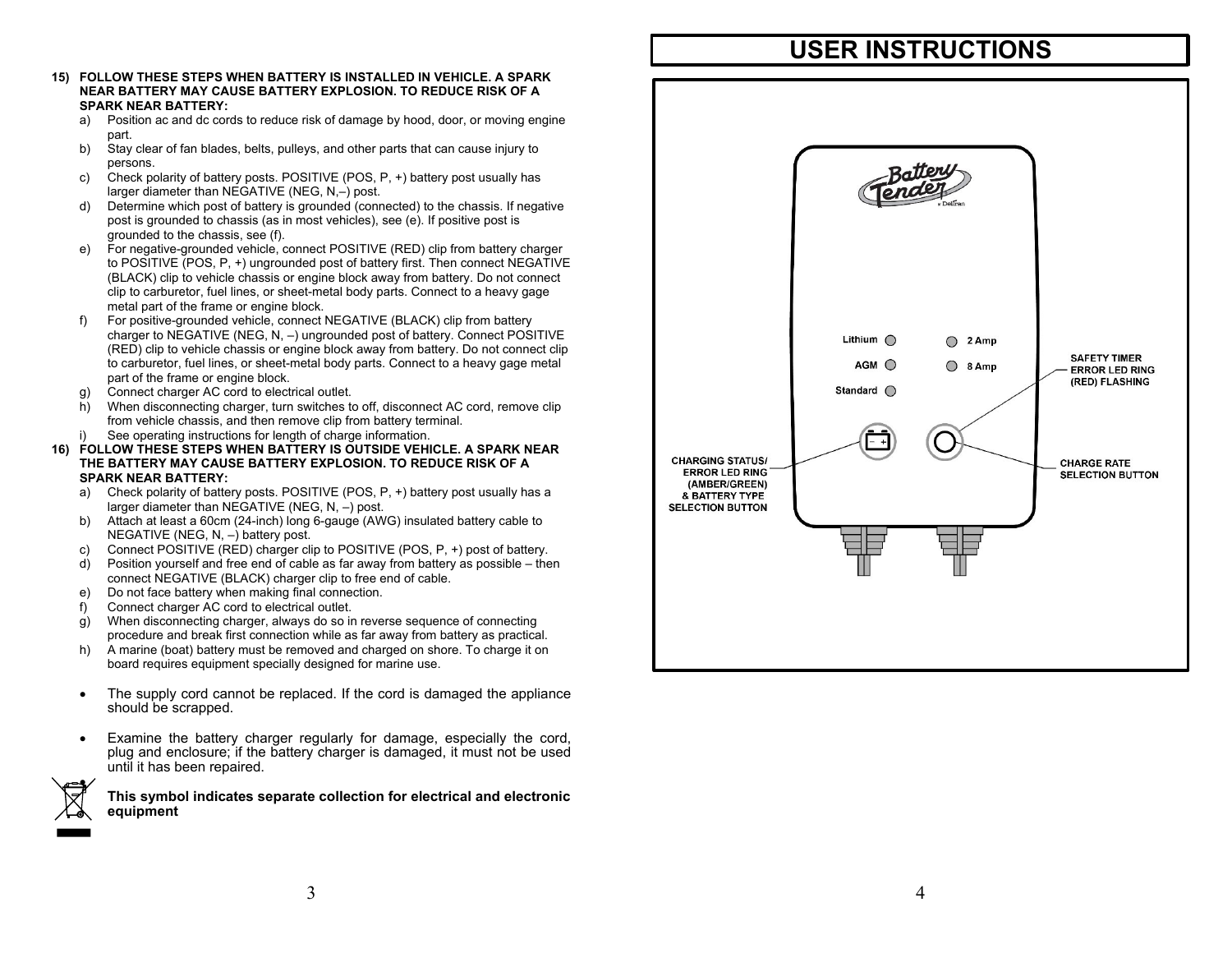**15) FOLLOW THESE STEPS WHEN BATTERY IS INSTALLED IN VEHICLE. A SPARK NEAR BATTERY MAY CAUSE BATTERY EXPLOSION. TO REDUCE RISK OF A SPARK NEAR BATTERY:**

a) Position ac and dc cords to reduce risk of damage by hood, door, or moving engine part.
b) Stay clear of fan blades, belts, pulleys, and other parts that can cause injury to persons.
c) Check polarity of battery posts. POSITIVE (POS, P, +) battery post usually has larger diameter than NEGATIVE (NEG, N,–) post.
d) Determine which post of battery is grounded (connected) to the chassis. If negative post is grounded to chassis (as in most vehicles), see (e). If positive post is grounded to the chassis, see (f).
e) For negative-grounded vehicle, connect POSITIVE (RED) clip from battery charger to POSITIVE (POS, P, +) ungrounded post of battery first. Then connect NEGATIVE (BLACK) clip to vehicle chassis or engine block away from battery. Do not connect clip to carburetor, fuel lines, or sheet-metal body parts. Connect to a heavy gage metal part of the frame or engine block.
f) For positive-grounded vehicle, connect NEGATIVE (BLACK) clip from battery charger to NEGATIVE (NEG, N, –) ungrounded post of battery. Connect POSITIVE (RED) clip to vehicle chassis or engine block away from battery. Do not connect clip to carburetor, fuel lines, or sheet-metal body parts. Connect to a heavy gage metal part of the frame or engine block.
g) Connect charger AC cord to electrical outlet.
h) When disconnecting charger, turn switches to off, disconnect AC cord, remove clip from vehicle chassis, and then remove clip from battery terminal.
i) See operating instructions for length of charge information.

**16) FOLLOW THESE STEPS WHEN BATTERY IS OUTSIDE VEHICLE. A SPARK NEAR THE BATTERY MAY CAUSE BATTERY EXPLOSION. TO REDUCE RISK OF A SPARK NEAR BATTERY:**

a) Check polarity of battery posts. POSITIVE (POS, P, +) battery post usually has a larger diameter than NEGATIVE (NEG, N, –) post.
b) Attach at least a 60cm (24-inch) long 6-gauge (AWG) insulated battery cable to NEGATIVE (NEG, N, –) battery post.
c) Connect POSITIVE (RED) charger clip to POSITIVE (POS, P, +) post of battery.
d) Position yourself and free end of cable as far away from battery as possible – then connect NEGATIVE (BLACK) charger clip to free end of cable.
e) Do not face battery when making final connection.
f) Connect charger AC cord to electrical outlet.
g) When disconnecting charger, always do so in reverse sequence of connecting procedure and break first connection while as far away from battery as practical.
h) A marine (boat) battery must be removed and charged on shore. To charge it on board requires equipment specially designed for marine use.

- The supply cord cannot be replaced. If the cord is damaged the appliance should be scrapped.
- Examine the battery charger regularly for damage, especially the cord, plug and enclosure; if the battery charger is damaged, it must not be used until it has been repaired.

**This symbol indicates separate collection for electrical and electronic equipment**

# USER INSTRUCTIONS

Battery Tender® Deltran

Lithium
AGM
Standard

2 Amp
8 Amp

SAFETY TIMER ERROR LED RING (RED) FLASHING

CHARGING STATUS/ ERROR LED RING (AMBER/GREEN) & BATTERY TYPE SELECTION BUTTON

CHARGE RATE SELECTION BUTTON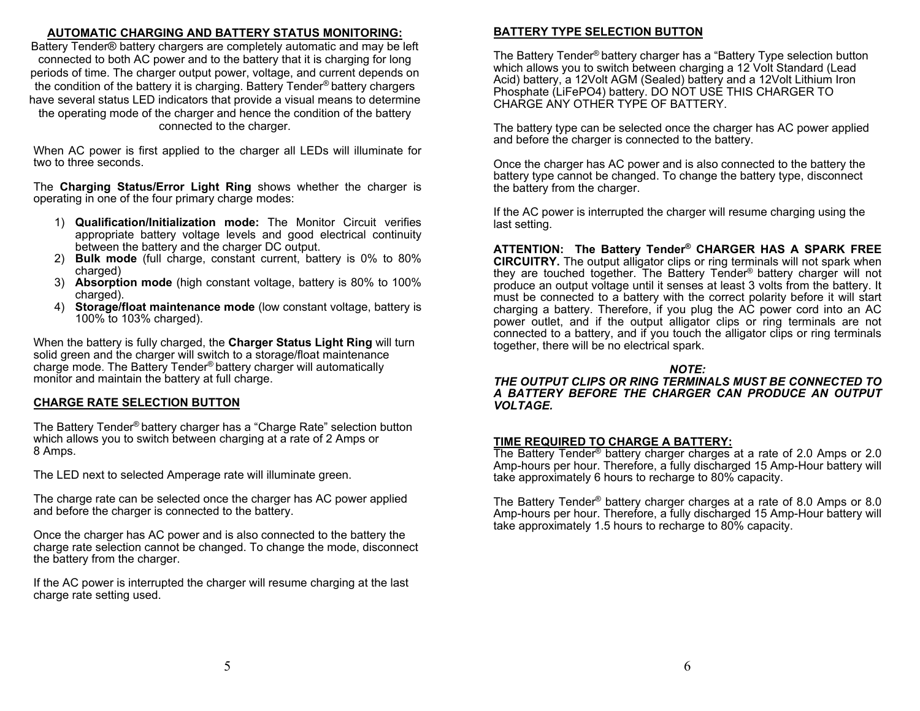## AUTOMATIC CHARGING AND BATTERY STATUS MONITORING:

Battery Tender® battery chargers are completely automatic and may be left connected to both AC power and to the battery that it is charging for long periods of time. The charger output power, voltage, and current depends on the condition of the battery it is charging. Battery Tender® battery chargers have several status LED indicators that provide a visual means to determine the operating mode of the charger and hence the condition of the battery connected to the charger.

When AC power is first applied to the charger all LEDs will illuminate for two to three seconds.

The **Charging Status/Error Light Ring** shows whether the charger is operating in one of the four primary charge modes:

1) **Qualification/Initialization mode:** The Monitor Circuit verifies appropriate battery voltage levels and good electrical continuity between the battery and the charger DC output.
2) **Bulk mode** (full charge, constant current, battery is 0% to 80% charged)
3) **Absorption mode** (high constant voltage, battery is 80% to 100% charged).
4) **Storage/float maintenance mode** (low constant voltage, battery is 100% to 103% charged).

When the battery is fully charged, the **Charger Status Light Ring** will turn solid green and the charger will switch to a storage/float maintenance charge mode. The Battery Tender® battery charger will automatically monitor and maintain the battery at full charge.

## CHARGE RATE SELECTION BUTTON

The Battery Tender® battery charger has a "Charge Rate" selection button which allows you to switch between charging at a rate of 2 Amps or 8 Amps.

The LED next to selected Amperage rate will illuminate green.

The charge rate can be selected once the charger has AC power applied and before the charger is connected to the battery.

Once the charger has AC power and is also connected to the battery the charge rate selection cannot be changed. To change the mode, disconnect the battery from the charger.

If the AC power is interrupted the charger will resume charging at the last charge rate setting used.

## BATTERY TYPE SELECTION BUTTON

The Battery Tender® battery charger has a "Battery Type selection button which allows you to switch between charging a 12 Volt Standard (Lead Acid) battery, a 12Volt AGM (Sealed) battery and a 12Volt Lithium Iron Phosphate (LiFePO4) battery. DO NOT USE THIS CHARGER TO CHARGE ANY OTHER TYPE OF BATTERY.

The battery type can be selected once the charger has AC power applied and before the charger is connected to the battery.

Once the charger has AC power and is also connected to the battery the battery type cannot be changed. To change the battery type, disconnect the battery from the charger.

If the AC power is interrupted the charger will resume charging using the last setting.

**ATTENTION: The Battery Tender® CHARGER HAS A SPARK FREE CIRCUITRY.** The output alligator clips or ring terminals will not spark when they are touched together. The Battery Tender® battery charger will not produce an output voltage until it senses at least 3 volts from the battery. It must be connected to a battery with the correct polarity before it will start charging a battery. Therefore, if you plug the AC power cord into an AC power outlet, and if the output alligator clips or ring terminals are not connected to a battery, and if you touch the alligator clips or ring terminals together, there will be no electrical spark.

***NOTE:***

***THE OUTPUT CLIPS OR RING TERMINALS MUST BE CONNECTED TO A BATTERY BEFORE THE CHARGER CAN PRODUCE AN OUTPUT VOLTAGE.***

## TIME REQUIRED TO CHARGE A BATTERY:

The Battery Tender® battery charger charges at a rate of 2.0 Amps or 2.0 Amp-hours per hour. Therefore, a fully discharged 15 Amp-Hour battery will take approximately 6 hours to recharge to 80% capacity.

The Battery Tender® battery charger charges at a rate of 8.0 Amps or 8.0 Amp-hours per hour. Therefore, a fully discharged 15 Amp-Hour battery will take approximately 1.5 hours to recharge to 80% capacity.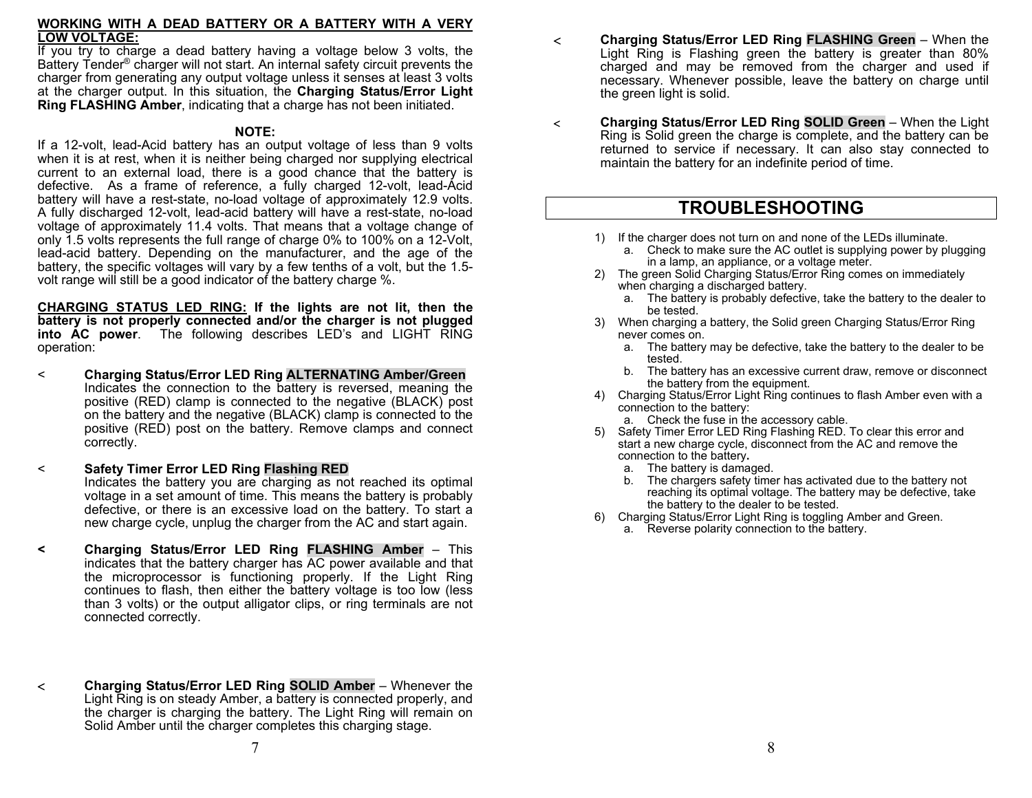**WORKING WITH A DEAD BATTERY OR A BATTERY WITH A VERY LOW VOLTAGE:**

If you try to charge a dead battery having a voltage below 3 volts, the Battery Tender® charger will not start. An internal safety circuit prevents the charger from generating any output voltage unless it senses at least 3 volts at the charger output. In this situation, the **Charging Status/Error Light Ring FLASHING Amber**, indicating that a charge has not been initiated.

**NOTE:**

If a 12-volt, lead-Acid battery has an output voltage of less than 9 volts when it is at rest, when it is neither being charged nor supplying electrical current to an external load, there is a good chance that the battery is defective. As a frame of reference, a fully charged 12-volt, lead-Acid battery will have a rest-state, no-load voltage of approximately 12.9 volts. A fully discharged 12-volt, lead-acid battery will have a rest-state, no-load voltage of approximately 11.4 volts. That means that a voltage change of only 1.5 volts represents the full range of charge 0% to 100% on a 12-Volt, lead-acid battery. Depending on the manufacturer, and the age of the battery, the specific voltages will vary by a few tenths of a volt, but the 1.5-volt range will still be a good indicator of the battery charge %.

**CHARGING STATUS LED RING: If the lights are not lit, then the battery is not properly connected and/or the charger is not plugged into AC power**. The following describes LED's and LIGHT RING operation:

- **Charging Status/Error LED Ring ALTERNATING Amber/Green**
  Indicates the connection to the battery is reversed, meaning the positive (RED) clamp is connected to the negative (BLACK) post on the battery and the negative (BLACK) clamp is connected to the positive (RED) post on the battery. Remove clamps and connect correctly.

- **Safety Timer Error LED Ring Flashing RED**
  Indicates the battery you are charging as not reached its optimal voltage in a set amount of time. This means the battery is probably defective, or there is an excessive load on the battery. To start a new charge cycle, unplug the charger from the AC and start again.

- **Charging Status/Error LED Ring FLASHING Amber** – This indicates that the battery charger has AC power available and that the microprocessor is functioning properly. If the Light Ring continues to flash, then either the battery voltage is too low (less than 3 volts) or the output alligator clips, or ring terminals are not connected correctly.

- **Charging Status/Error LED Ring SOLID Amber** – Whenever the Light Ring is on steady Amber, a battery is connected properly, and the charger is charging the battery. The Light Ring will remain on Solid Amber until the charger completes this charging stage.

- **Charging Status/Error LED Ring FLASHING Green** – When the Light Ring is Flashing green the battery is greater than 80% charged and may be removed from the charger and used if necessary. Whenever possible, leave the battery on charge until the green light is solid.

- **Charging Status/Error LED Ring SOLID Green** – When the Light Ring is Solid green the charge is complete, and the battery can be returned to service if necessary. It can also stay connected to maintain the battery for an indefinite period of time.

# TROUBLESHOOTING

1) If the charger does not turn on and none of the LEDs illuminate.
   a. Check to make sure the AC outlet is supplying power by plugging in a lamp, an appliance, or a voltage meter.
2) The green Solid Charging Status/Error Ring comes on immediately when charging a discharged battery.
   a. The battery is probably defective, take the battery to the dealer to be tested.
3) When charging a battery, the Solid green Charging Status/Error Ring never comes on.
   a. The battery may be defective, take the battery to the dealer to be tested.
   b. The battery has an excessive current draw, remove or disconnect the battery from the equipment.
4) Charging Status/Error Light Ring continues to flash Amber even with a connection to the battery:
   a. Check the fuse in the accessory cable.
5) Safety Timer Error LED Ring Flashing RED. To clear this error and start a new charge cycle, disconnect from the AC and remove the connection to the battery**.**
   a. The battery is damaged.
   b. The chargers safety timer has activated due to the battery not reaching its optimal voltage. The battery may be defective, take the battery to the dealer to be tested.
6) Charging Status/Error Light Ring is toggling Amber and Green.
   a. Reverse polarity connection to the battery.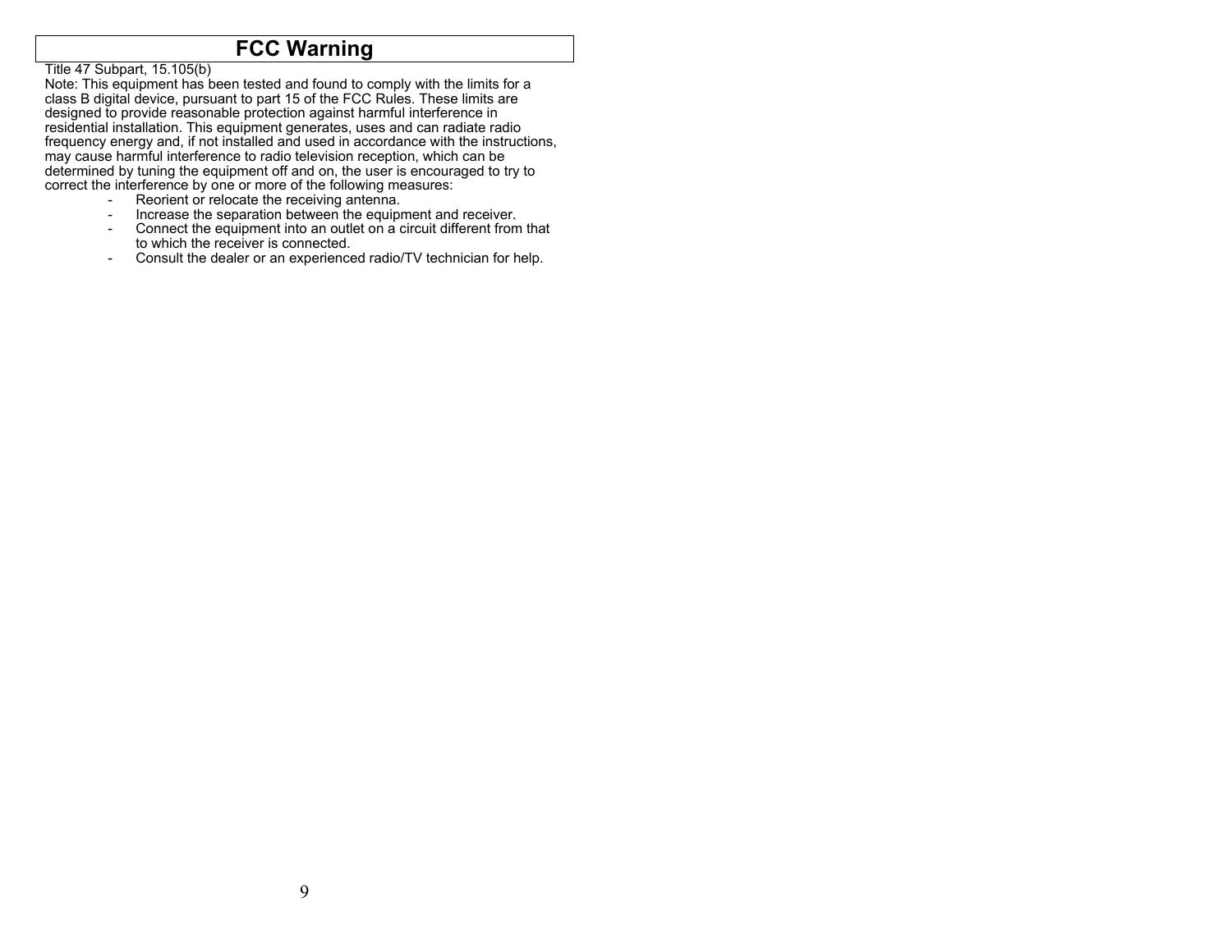# FCC Warning

Title 47 Subpart, 15.105(b)

Note: This equipment has been tested and found to comply with the limits for a class B digital device, pursuant to part 15 of the FCC Rules. These limits are designed to provide reasonable protection against harmful interference in residential installation. This equipment generates, uses and can radiate radio frequency energy and, if not installed and used in accordance with the instructions, may cause harmful interference to radio television reception, which can be determined by tuning the equipment off and on, the user is encouraged to try to correct the interference by one or more of the following measures:

- Reorient or relocate the receiving antenna.
- Increase the separation between the equipment and receiver.
- Connect the equipment into an outlet on a circuit different from that to which the receiver is connected.
- Consult the dealer or an experienced radio/TV technician for help.